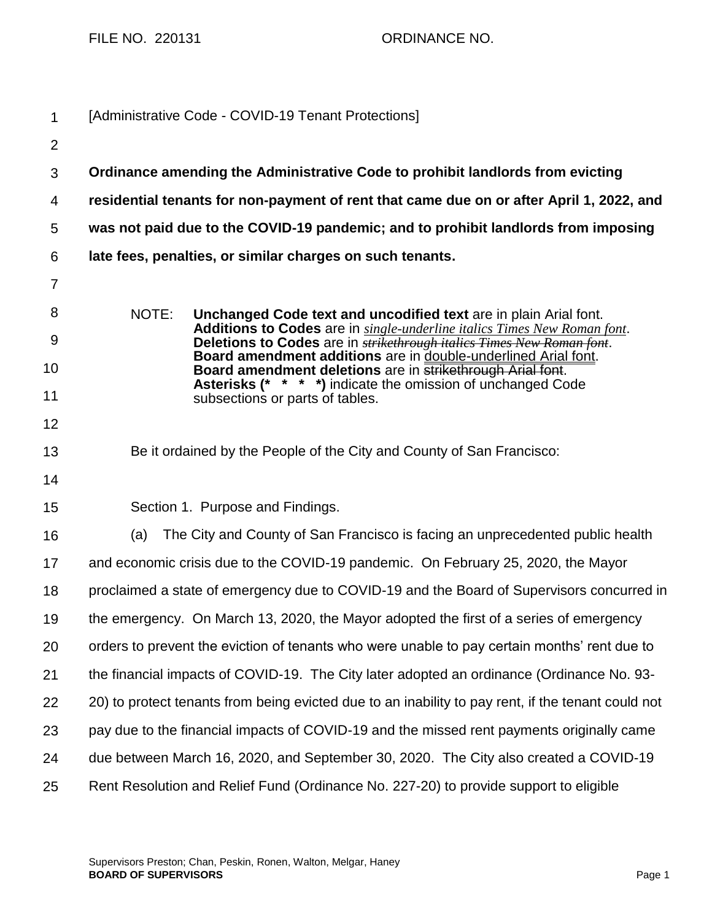FILE NO. 220131 ORDINANCE NO.

[Administrative Code - COVID-19 Tenant Protections]

**Ordinance amending the Administrative Code to prohibit landlords from evicting residential tenants for non-payment of rent that came due on or after April 1, 2022, and was not paid due to the COVID-19 pandemic; and to prohibit landlords from imposing late fees, penalties, or similar charges on such tenants.**

NOTE: **Unchanged Code text and uncodified text** are in plain Arial font.
**Additions to Codes** are in *single-underline italics Times New Roman font*.
**Deletions to Codes** are in ~~*strikethrough italics Times New Roman font*~~.
**Board amendment additions** are in double-underlined Arial font.
**Board amendment deletions** are in ~~strikethrough Arial font~~.
**Asterisks (\* \* \* \*)** indicate the omission of unchanged Code subsections or parts of tables.

Be it ordained by the People of the City and County of San Francisco:

Section 1. Purpose and Findings.

(a) The City and County of San Francisco is facing an unprecedented public health and economic crisis due to the COVID-19 pandemic. On February 25, 2020, the Mayor proclaimed a state of emergency due to COVID-19 and the Board of Supervisors concurred in the emergency. On March 13, 2020, the Mayor adopted the first of a series of emergency orders to prevent the eviction of tenants who were unable to pay certain months' rent due to the financial impacts of COVID-19. The City later adopted an ordinance (Ordinance No. 93-20) to protect tenants from being evicted due to an inability to pay rent, if the tenant could not pay due to the financial impacts of COVID-19 and the missed rent payments originally came due between March 16, 2020, and September 30, 2020. The City also created a COVID-19 Rent Resolution and Relief Fund (Ordinance No. 227-20) to provide support to eligible

Supervisors Preston; Chan, Peskin, Ronen, Walton, Melgar, Haney
**BOARD OF SUPERVISORS**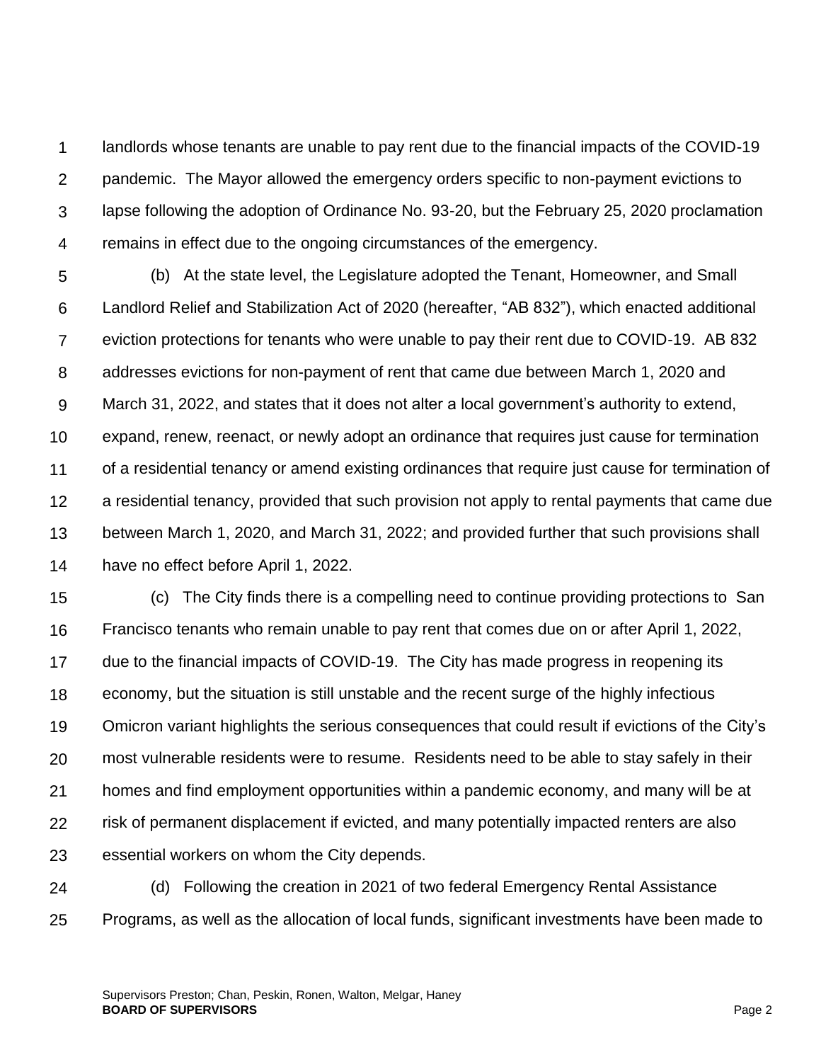landlords whose tenants are unable to pay rent due to the financial impacts of the COVID-19 pandemic. The Mayor allowed the emergency orders specific to non-payment evictions to lapse following the adoption of Ordinance No. 93-20, but the February 25, 2020 proclamation remains in effect due to the ongoing circumstances of the emergency.

(b) At the state level, the Legislature adopted the Tenant, Homeowner, and Small Landlord Relief and Stabilization Act of 2020 (hereafter, "AB 832"), which enacted additional eviction protections for tenants who were unable to pay their rent due to COVID-19. AB 832 addresses evictions for non-payment of rent that came due between March 1, 2020 and March 31, 2022, and states that it does not alter a local government's authority to extend, expand, renew, reenact, or newly adopt an ordinance that requires just cause for termination of a residential tenancy or amend existing ordinances that require just cause for termination of a residential tenancy, provided that such provision not apply to rental payments that came due between March 1, 2020, and March 31, 2022; and provided further that such provisions shall have no effect before April 1, 2022.

(c) The City finds there is a compelling need to continue providing protections to San Francisco tenants who remain unable to pay rent that comes due on or after April 1, 2022, due to the financial impacts of COVID-19. The City has made progress in reopening its economy, but the situation is still unstable and the recent surge of the highly infectious Omicron variant highlights the serious consequences that could result if evictions of the City's most vulnerable residents were to resume. Residents need to be able to stay safely in their homes and find employment opportunities within a pandemic economy, and many will be at risk of permanent displacement if evicted, and many potentially impacted renters are also essential workers on whom the City depends.

(d) Following the creation in 2021 of two federal Emergency Rental Assistance Programs, as well as the allocation of local funds, significant investments have been made to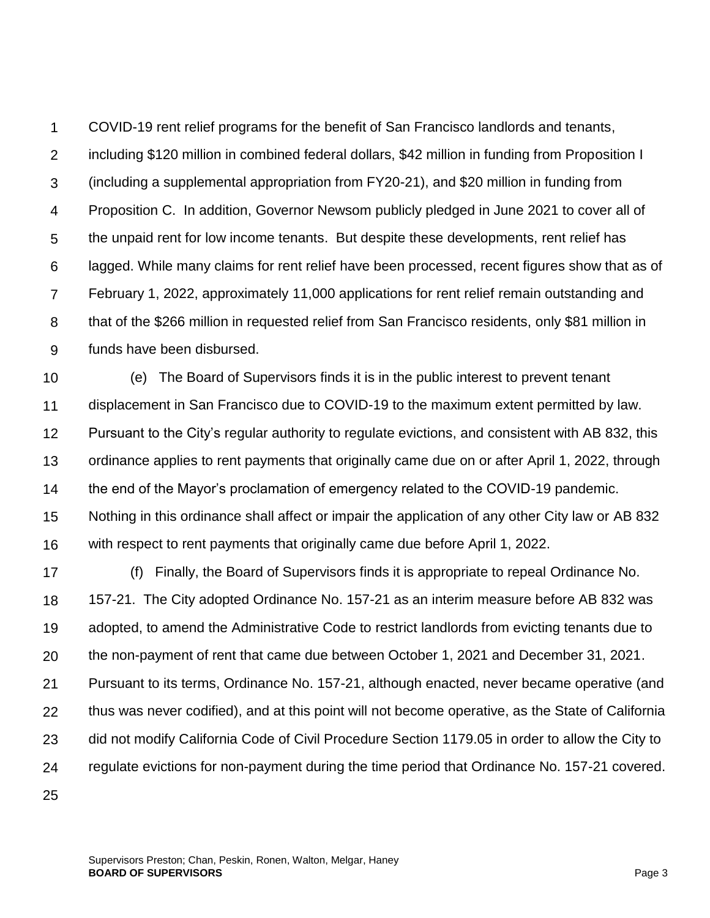COVID-19 rent relief programs for the benefit of San Francisco landlords and tenants, including $120 million in combined federal dollars, $42 million in funding from Proposition I (including a supplemental appropriation from FY20-21), and $20 million in funding from Proposition C. In addition, Governor Newsom publicly pledged in June 2021 to cover all of the unpaid rent for low income tenants. But despite these developments, rent relief has lagged. While many claims for rent relief have been processed, recent figures show that as of February 1, 2022, approximately 11,000 applications for rent relief remain outstanding and that of the $266 million in requested relief from San Francisco residents, only $81 million in funds have been disbursed.

(e) The Board of Supervisors finds it is in the public interest to prevent tenant displacement in San Francisco due to COVID-19 to the maximum extent permitted by law. Pursuant to the City's regular authority to regulate evictions, and consistent with AB 832, this ordinance applies to rent payments that originally came due on or after April 1, 2022, through the end of the Mayor's proclamation of emergency related to the COVID-19 pandemic. Nothing in this ordinance shall affect or impair the application of any other City law or AB 832 with respect to rent payments that originally came due before April 1, 2022.

(f) Finally, the Board of Supervisors finds it is appropriate to repeal Ordinance No. 157-21. The City adopted Ordinance No. 157-21 as an interim measure before AB 832 was adopted, to amend the Administrative Code to restrict landlords from evicting tenants due to the non-payment of rent that came due between October 1, 2021 and December 31, 2021. Pursuant to its terms, Ordinance No. 157-21, although enacted, never became operative (and thus was never codified), and at this point will not become operative, as the State of California did not modify California Code of Civil Procedure Section 1179.05 in order to allow the City to regulate evictions for non-payment during the time period that Ordinance No. 157-21 covered.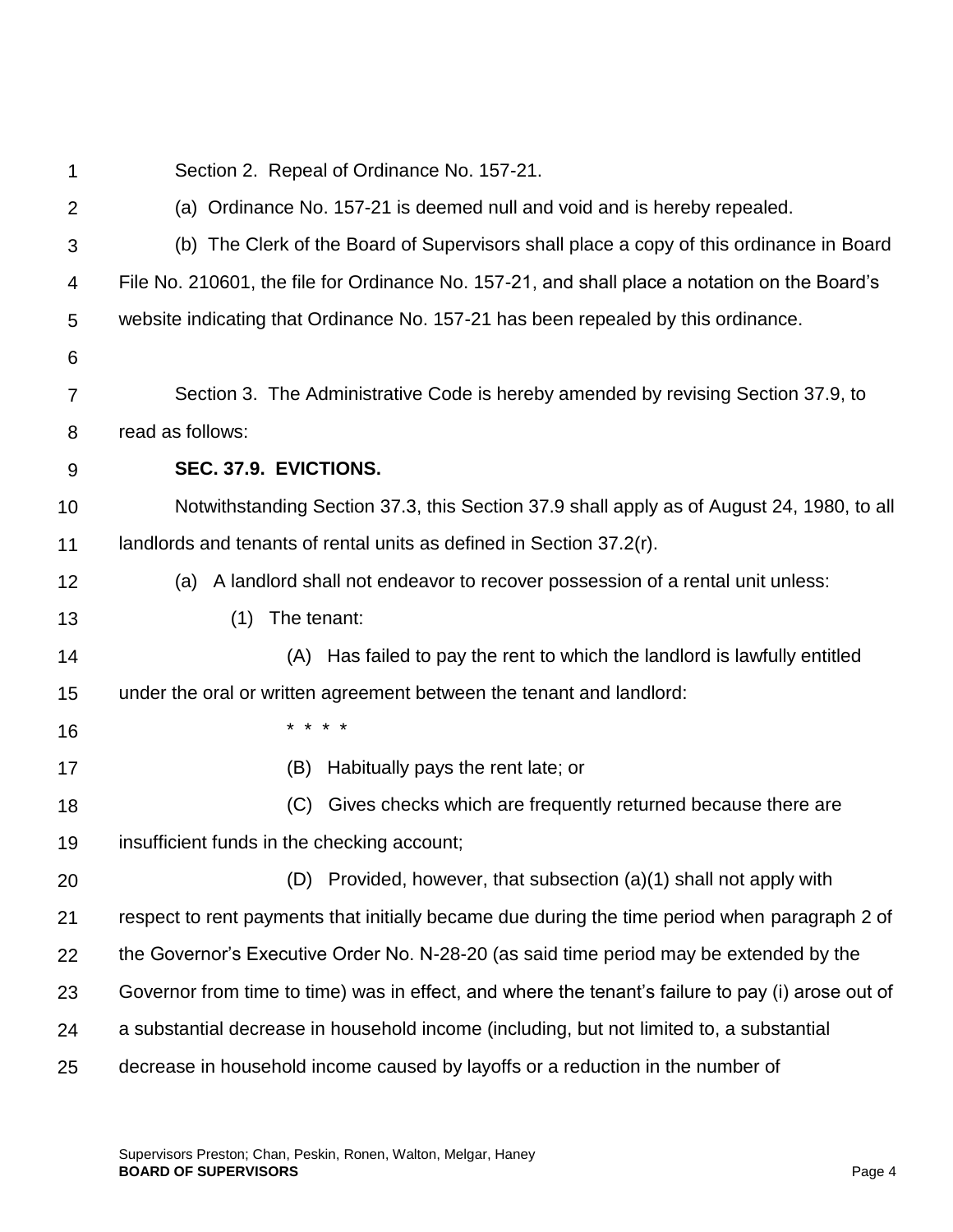Section 2. Repeal of Ordinance No. 157-21.

(a) Ordinance No. 157-21 is deemed null and void and is hereby repealed.

(b) The Clerk of the Board of Supervisors shall place a copy of this ordinance in Board File No. 210601, the file for Ordinance No. 157-21, and shall place a notation on the Board's website indicating that Ordinance No. 157-21 has been repealed by this ordinance.

Section 3. The Administrative Code is hereby amended by revising Section 37.9, to read as follows:

**SEC. 37.9. EVICTIONS.**

Notwithstanding Section 37.3, this Section 37.9 shall apply as of August 24, 1980, to all landlords and tenants of rental units as defined in Section 37.2(r).

(a) A landlord shall not endeavor to recover possession of a rental unit unless:

(1) The tenant:

(A) Has failed to pay the rent to which the landlord is lawfully entitled under the oral or written agreement between the tenant and landlord:

* * * *

(B) Habitually pays the rent late; or

(C) Gives checks which are frequently returned because there are insufficient funds in the checking account;

(D) Provided, however, that subsection (a)(1) shall not apply with respect to rent payments that initially became due during the time period when paragraph 2 of the Governor's Executive Order No. N-28-20 (as said time period may be extended by the Governor from time to time) was in effect, and where the tenant's failure to pay (i) arose out of a substantial decrease in household income (including, but not limited to, a substantial decrease in household income caused by layoffs or a reduction in the number of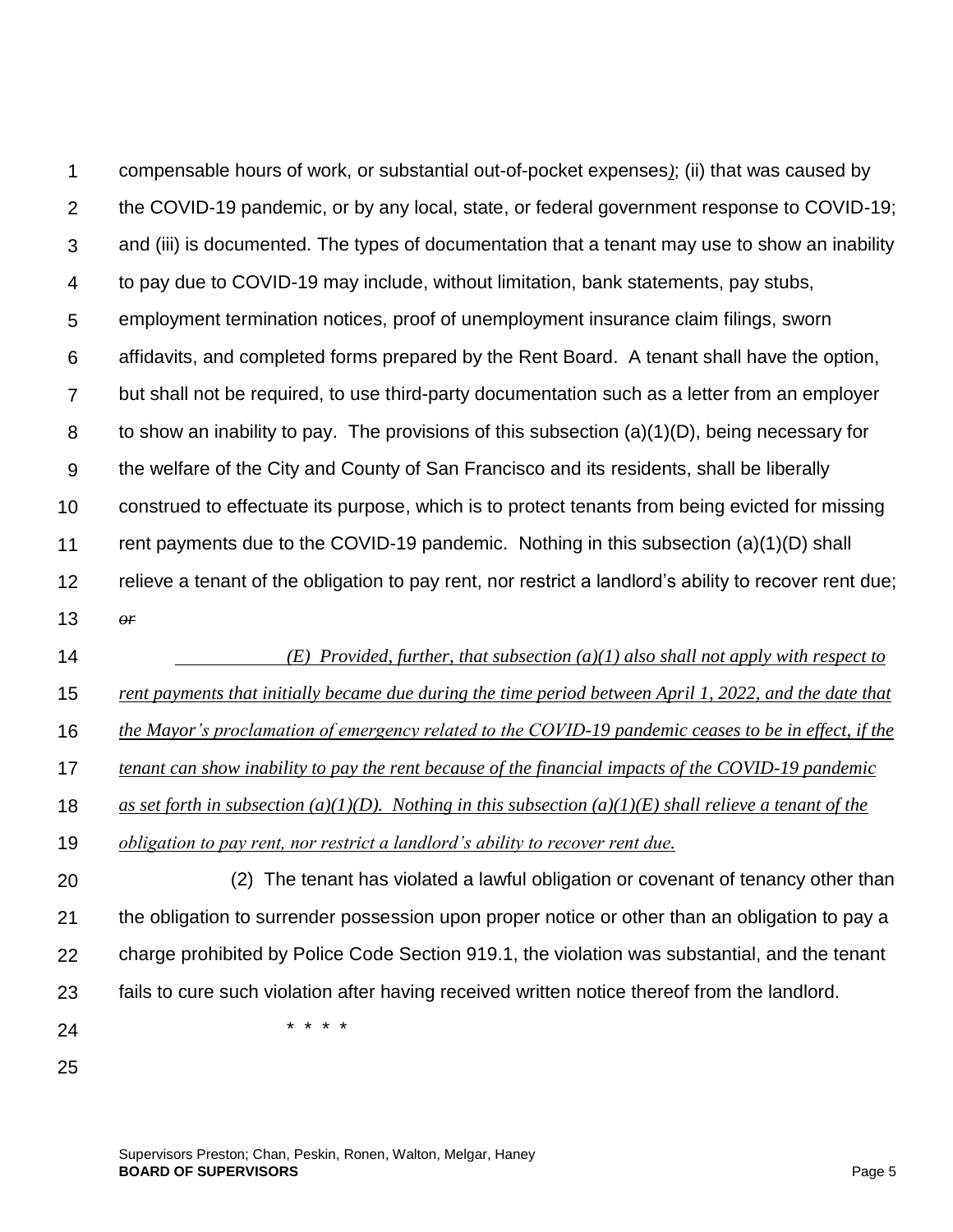compensable hours of work, or substantial out-of-pocket expenses*)*; (ii) that was caused by the COVID-19 pandemic, or by any local, state, or federal government response to COVID-19; and (iii) is documented. The types of documentation that a tenant may use to show an inability to pay due to COVID-19 may include, without limitation, bank statements, pay stubs, employment termination notices, proof of unemployment insurance claim filings, sworn affidavits, and completed forms prepared by the Rent Board. A tenant shall have the option, but shall not be required, to use third-party documentation such as a letter from an employer to show an inability to pay. The provisions of this subsection (a)(1)(D), being necessary for the welfare of the City and County of San Francisco and its residents, shall be liberally construed to effectuate its purpose, which is to protect tenants from being evicted for missing rent payments due to the COVID-19 pandemic. Nothing in this subsection (a)(1)(D) shall relieve a tenant of the obligation to pay rent, nor restrict a landlord's ability to recover rent due; ~~*or*~~

*(E) Provided, further, that subsection (a)(1) also shall not apply with respect to rent payments that initially became due during the time period between April 1, 2022, and the date that the Mayor's proclamation of emergency related to the COVID-19 pandemic ceases to be in effect, if the tenant can show inability to pay the rent because of the financial impacts of the COVID-19 pandemic as set forth in subsection (a)(1)(D). Nothing in this subsection (a)(1)(E) shall relieve a tenant of the obligation to pay rent, nor restrict a landlord's ability to recover rent due.*

(2) The tenant has violated a lawful obligation or covenant of tenancy other than the obligation to surrender possession upon proper notice or other than an obligation to pay a charge prohibited by Police Code Section 919.1, the violation was substantial, and the tenant fails to cure such violation after having received written notice thereof from the landlord.

\* \* \* \*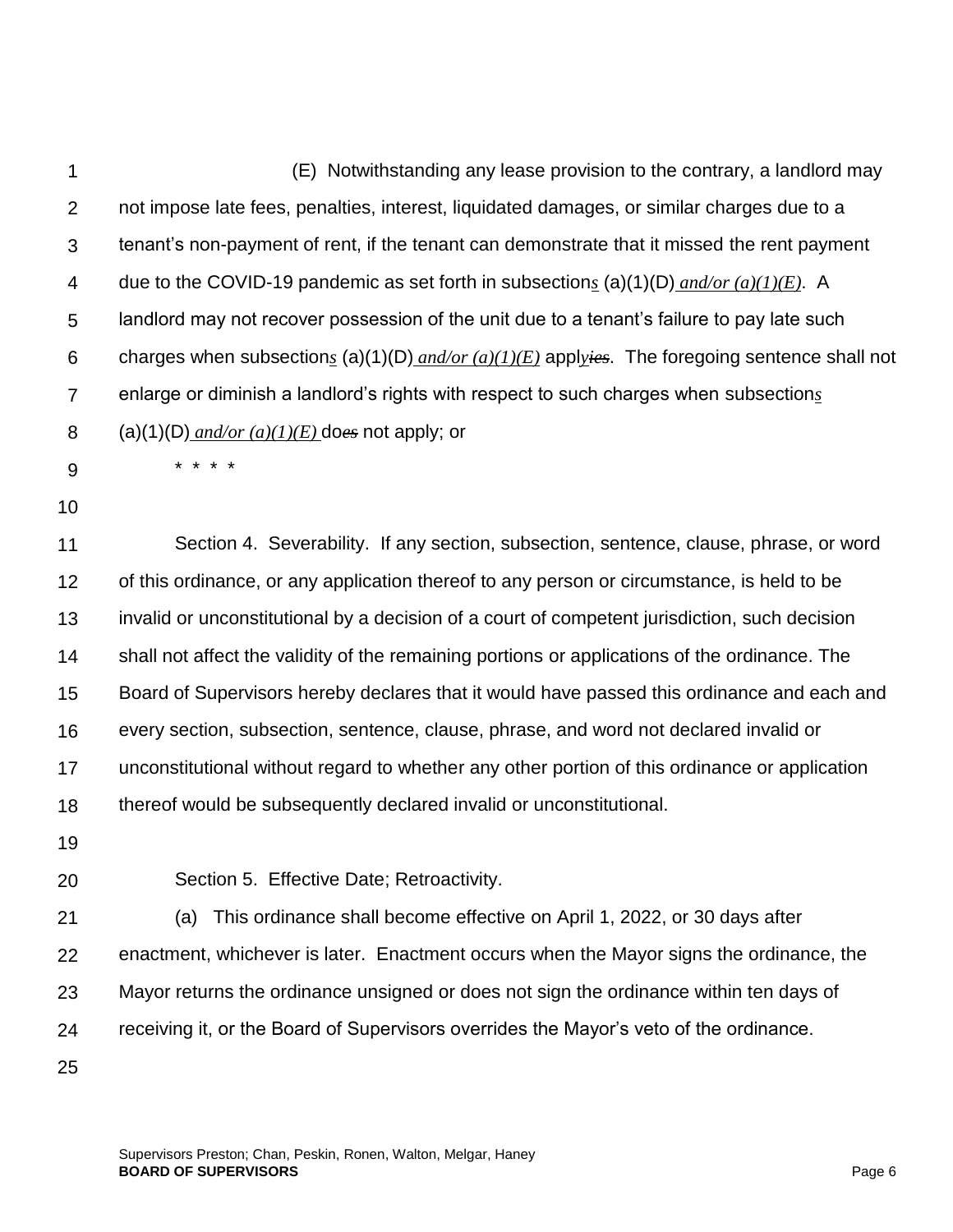(E) Notwithstanding any lease provision to the contrary, a landlord may not impose late fees, penalties, interest, liquidated damages, or similar charges due to a tenant's non-payment of rent, if the tenant can demonstrate that it missed the rent payment due to the COVID-19 pandemic as set forth in subsection*s* (a)(1)(D) *and/or (a)(1)(E)*. A landlord may not recover possession of the unit due to a tenant's failure to pay late such charges when subsection*s* (a)(1)(D) *and/or (a)(1)(E)* appl*y*~~ies~~. The foregoing sentence shall not enlarge or diminish a landlord's rights with respect to such charges when subsection*s* (a)(1)(D) *and/or (a)(1)(E)* do~~es~~ not apply; or

\* \* \* \*

Section 4. Severability. If any section, subsection, sentence, clause, phrase, or word of this ordinance, or any application thereof to any person or circumstance, is held to be invalid or unconstitutional by a decision of a court of competent jurisdiction, such decision shall not affect the validity of the remaining portions or applications of the ordinance. The Board of Supervisors hereby declares that it would have passed this ordinance and each and every section, subsection, sentence, clause, phrase, and word not declared invalid or unconstitutional without regard to whether any other portion of this ordinance or application thereof would be subsequently declared invalid or unconstitutional.

Section 5. Effective Date; Retroactivity.

(a) This ordinance shall become effective on April 1, 2022, or 30 days after enactment, whichever is later. Enactment occurs when the Mayor signs the ordinance, the Mayor returns the ordinance unsigned or does not sign the ordinance within ten days of receiving it, or the Board of Supervisors overrides the Mayor's veto of the ordinance.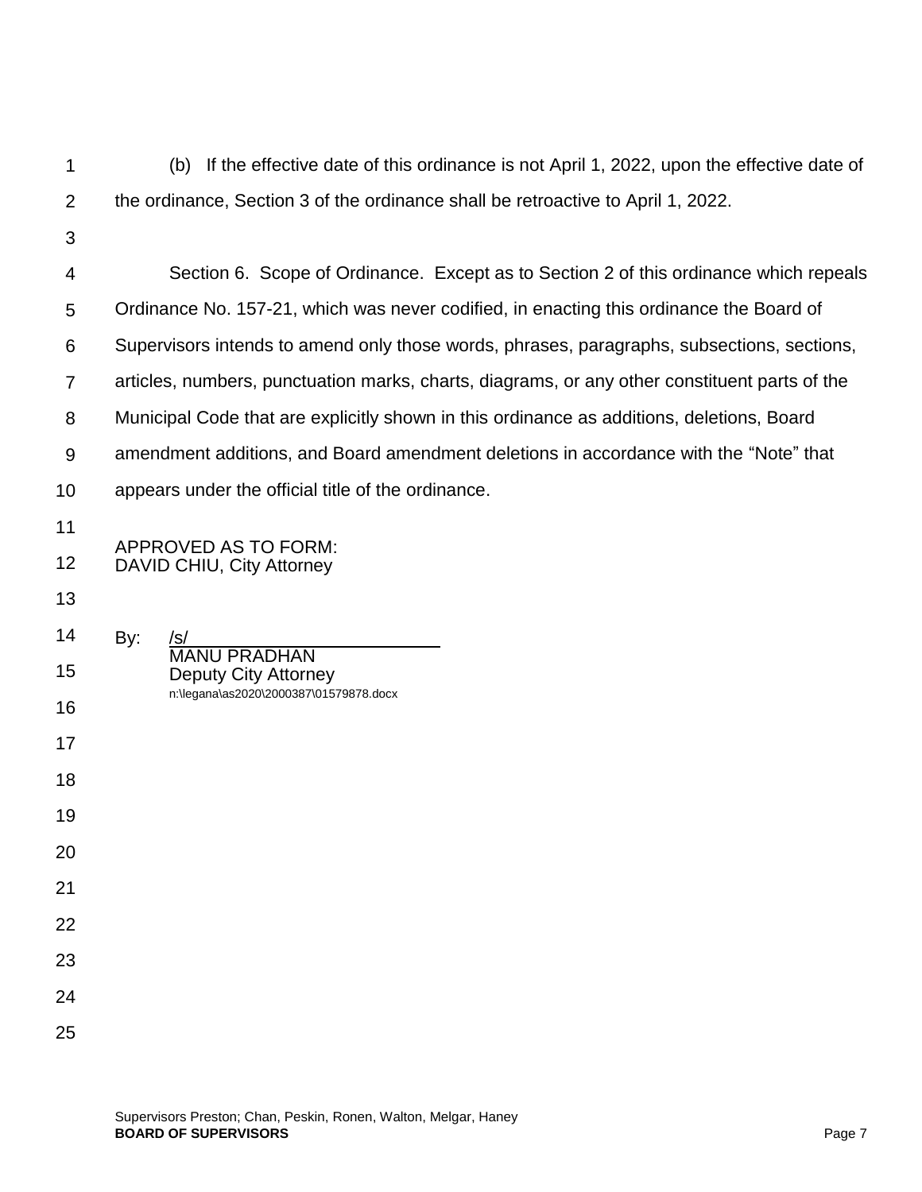(b) If the effective date of this ordinance is not April 1, 2022, upon the effective date of the ordinance, Section 3 of the ordinance shall be retroactive to April 1, 2022.

Section 6. Scope of Ordinance. Except as to Section 2 of this ordinance which repeals Ordinance No. 157-21, which was never codified, in enacting this ordinance the Board of Supervisors intends to amend only those words, phrases, paragraphs, subsections, sections, articles, numbers, punctuation marks, charts, diagrams, or any other constituent parts of the Municipal Code that are explicitly shown in this ordinance as additions, deletions, Board amendment additions, and Board amendment deletions in accordance with the "Note" that appears under the official title of the ordinance.

APPROVED AS TO FORM:
DAVID CHIU, City Attorney

By: /s/
MANU PRADHAN
Deputy City Attorney
n:\legana\as2020\2000387\01579878.docx

Supervisors Preston; Chan, Peskin, Ronen, Walton, Melgar, Haney
**BOARD OF SUPERVISORS**